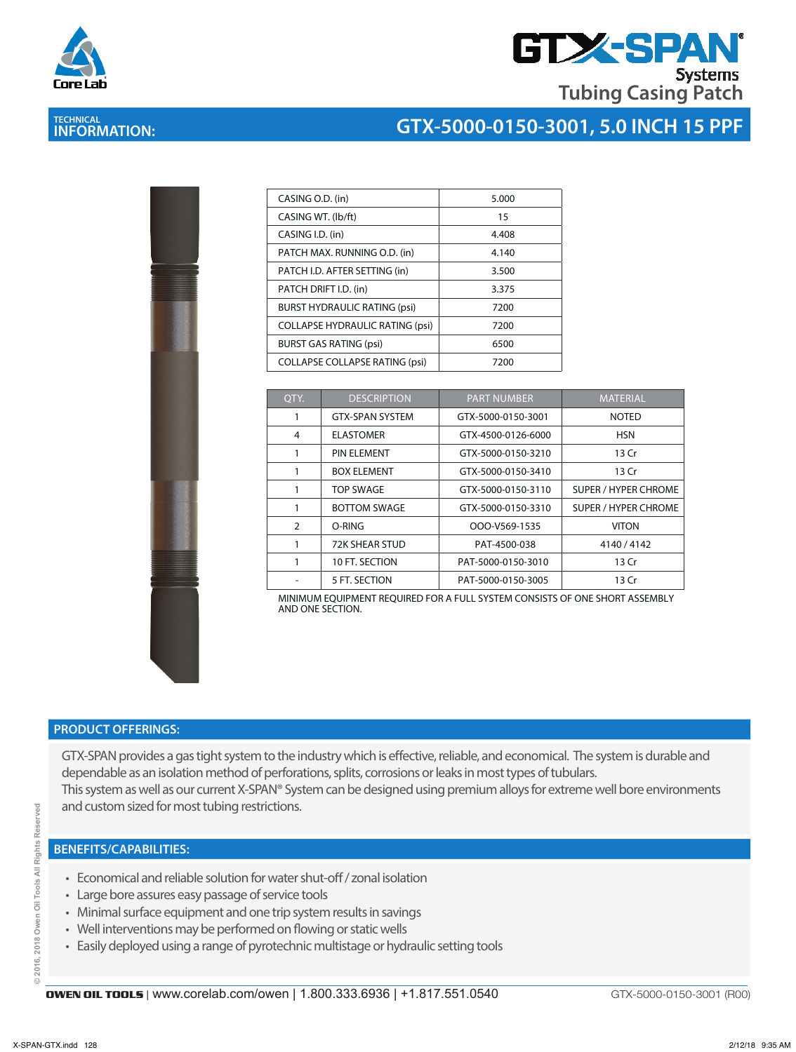# GTX-SPAN® Systems Tubing Casing Patch

## TECHNICAL INFORMATION: GTX-5000-0150-3001, 5.0 INCH 15 PPF

| | |
|---|---|
| CASING O.D. (in) | 5.000 |
| CASING WT. (lb/ft) | 15 |
| CASING I.D. (in) | 4.408 |
| PATCH MAX. RUNNING O.D. (in) | 4.140 |
| PATCH I.D. AFTER SETTING (in) | 3.500 |
| PATCH DRIFT I.D. (in) | 3.375 |
| BURST HYDRAULIC RATING (psi) | 7200 |
| COLLAPSE HYDRAULIC RATING (psi) | 7200 |
| BURST GAS RATING (psi) | 6500 |
| COLLAPSE COLLAPSE RATING (psi) | 7200 |

| QTY. | DESCRIPTION | PART NUMBER | MATERIAL |
|---|---|---|---|
| 1 | GTX-SPAN SYSTEM | GTX-5000-0150-3001 | NOTED |
| 4 | ELASTOMER | GTX-4500-0126-6000 | HSN |
| 1 | PIN ELEMENT | GTX-5000-0150-3210 | 13 Cr |
| 1 | BOX ELEMENT | GTX-5000-0150-3410 | 13 Cr |
| 1 | TOP SWAGE | GTX-5000-0150-3110 | SUPER / HYPER CHROME |
| 1 | BOTTOM SWAGE | GTX-5000-0150-3310 | SUPER / HYPER CHROME |
| 2 | O-RING | OOO-V569-1535 | VITON |
| 1 | 72K SHEAR STUD | PAT-4500-038 | 4140 / 4142 |
| 1 | 10 FT. SECTION | PAT-5000-0150-3010 | 13 Cr |
| - | 5 FT. SECTION | PAT-5000-0150-3005 | 13 Cr |

MINIMUM EQUIPMENT REQUIRED FOR A FULL SYSTEM CONSISTS OF ONE SHORT ASSEMBLY AND ONE SECTION.

## PRODUCT OFFERINGS:

GTX-SPAN provides a gas tight system to the industry which is effective, reliable, and economical. The system is durable and dependable as an isolation method of perforations, splits, corrosions or leaks in most types of tubulars.
This system as well as our current X-SPAN® System can be designed using premium alloys for extreme well bore environments and custom sized for most tubing restrictions.

## BENEFITS/CAPABILITIES:

- Economical and reliable solution for water shut-off / zonal isolation
- Large bore assures easy passage of service tools
- Minimal surface equipment and one trip system results in savings
- Well interventions may be performed on flowing or static wells
- Easily deployed using a range of pyrotechnic multistage or hydraulic setting tools

© 2016, 2018 Owen Oil Tools All Rights Reserved

**OWEN OIL TOOLS** | www.corelab.com/owen | 1.800.333.6936 | +1.817.551.0540 GTX-5000-0150-3001 (R00)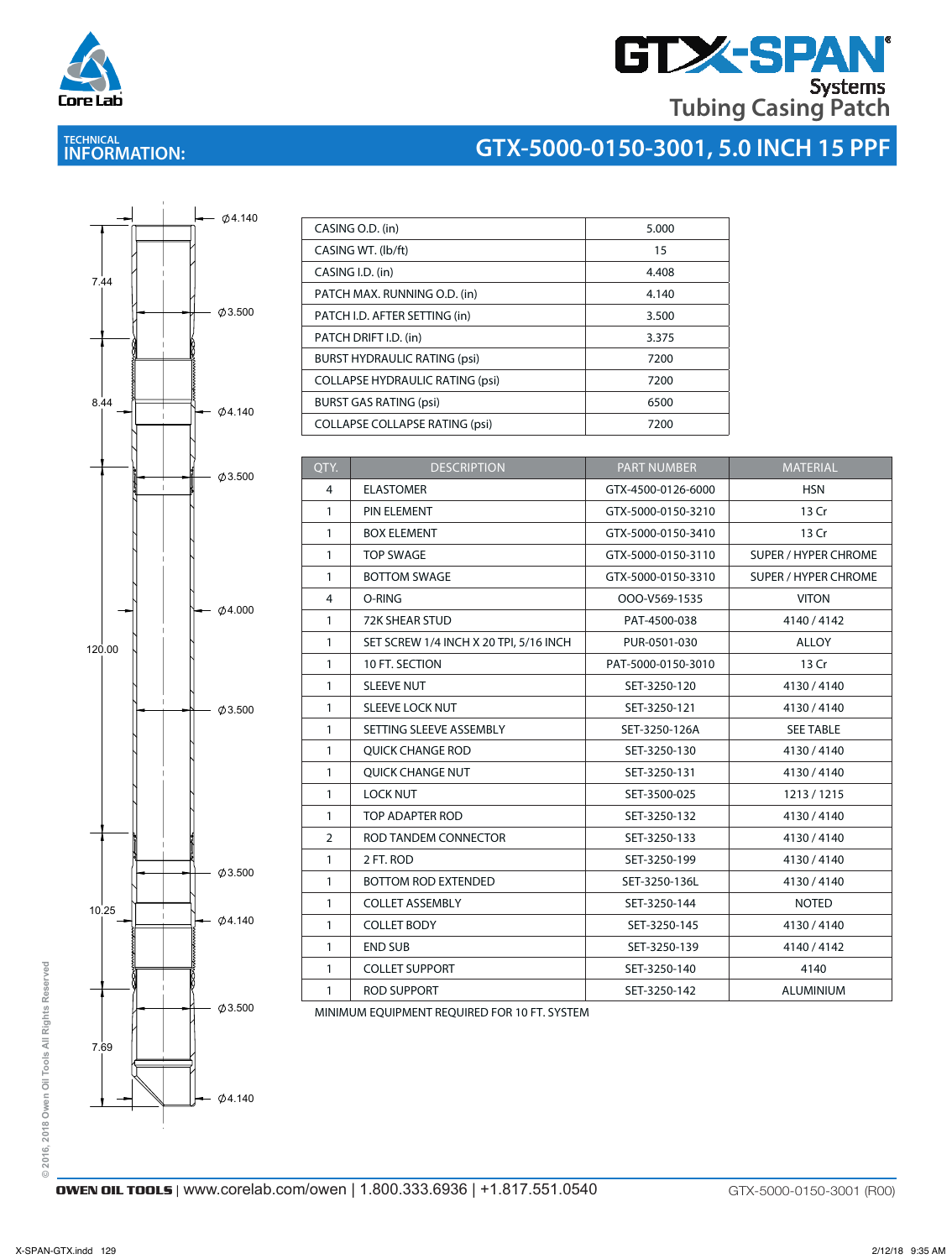# GTX-SPAN Systems Tubing Casing Patch

## TECHNICAL INFORMATION: GTX-5000-0150-3001, 5.0 INCH 15 PPF

7.44
8.44
120.00
10.25
7.69

Ø4.140
Ø3.500
Ø4.140
Ø3.500
Ø4.000
Ø3.500
Ø3.500
Ø4.140
Ø3.500
Ø4.140

| | |
|---|---|
| CASING O.D. (in) | 5.000 |
| CASING WT. (lb/ft) | 15 |
| CASING I.D. (in) | 4.408 |
| PATCH MAX. RUNNING O.D. (in) | 4.140 |
| PATCH I.D. AFTER SETTING (in) | 3.500 |
| PATCH DRIFT I.D. (in) | 3.375 |
| BURST HYDRAULIC RATING (psi) | 7200 |
| COLLAPSE HYDRAULIC RATING (psi) | 7200 |
| BURST GAS RATING (psi) | 6500 |
| COLLAPSE COLLAPSE RATING (psi) | 7200 |

| QTY. | DESCRIPTION | PART NUMBER | MATERIAL |
|---|---|---|---|
| 4 | ELASTOMER | GTX-4500-0126-6000 | HSN |
| 1 | PIN ELEMENT | GTX-5000-0150-3210 | 13 Cr |
| 1 | BOX ELEMENT | GTX-5000-0150-3410 | 13 Cr |
| 1 | TOP SWAGE | GTX-5000-0150-3110 | SUPER / HYPER CHROME |
| 1 | BOTTOM SWAGE | GTX-5000-0150-3310 | SUPER / HYPER CHROME |
| 4 | O-RING | OOO-V569-1535 | VITON |
| 1 | 72K SHEAR STUD | PAT-4500-038 | 4140 / 4142 |
| 1 | SET SCREW 1/4 INCH X 20 TPI, 5/16 INCH | PUR-0501-030 | ALLOY |
| 1 | 10 FT. SECTION | PAT-5000-0150-3010 | 13 Cr |
| 1 | SLEEVE NUT | SET-3250-120 | 4130 / 4140 |
| 1 | SLEEVE LOCK NUT | SET-3250-121 | 4130 / 4140 |
| 1 | SETTING SLEEVE ASSEMBLY | SET-3250-126A | SEE TABLE |
| 1 | QUICK CHANGE ROD | SET-3250-130 | 4130 / 4140 |
| 1 | QUICK CHANGE NUT | SET-3250-131 | 4130 / 4140 |
| 1 | LOCK NUT | SET-3500-025 | 1213 / 1215 |
| 1 | TOP ADAPTER ROD | SET-3250-132 | 4130 / 4140 |
| 2 | ROD TANDEM CONNECTOR | SET-3250-133 | 4130 / 4140 |
| 1 | 2 FT. ROD | SET-3250-199 | 4130 / 4140 |
| 1 | BOTTOM ROD EXTENDED | SET-3250-136L | 4130 / 4140 |
| 1 | COLLET ASSEMBLY | SET-3250-144 | NOTED |
| 1 | COLLET BODY | SET-3250-145 | 4130 / 4140 |
| 1 | END SUB | SET-3250-139 | 4140 / 4142 |
| 1 | COLLET SUPPORT | SET-3250-140 | 4140 |
| 1 | ROD SUPPORT | SET-3250-142 | ALUMINIUM |

MINIMUM EQUIPMENT REQUIRED FOR 10 FT. SYSTEM

© 2016, 2018 Owen Oil Tools All Rights Reserved

OWEN OIL TOOLS | www.corelab.com/owen | 1.800.333.6936 | +1.817.551.0540

GTX-5000-0150-3001 (R00)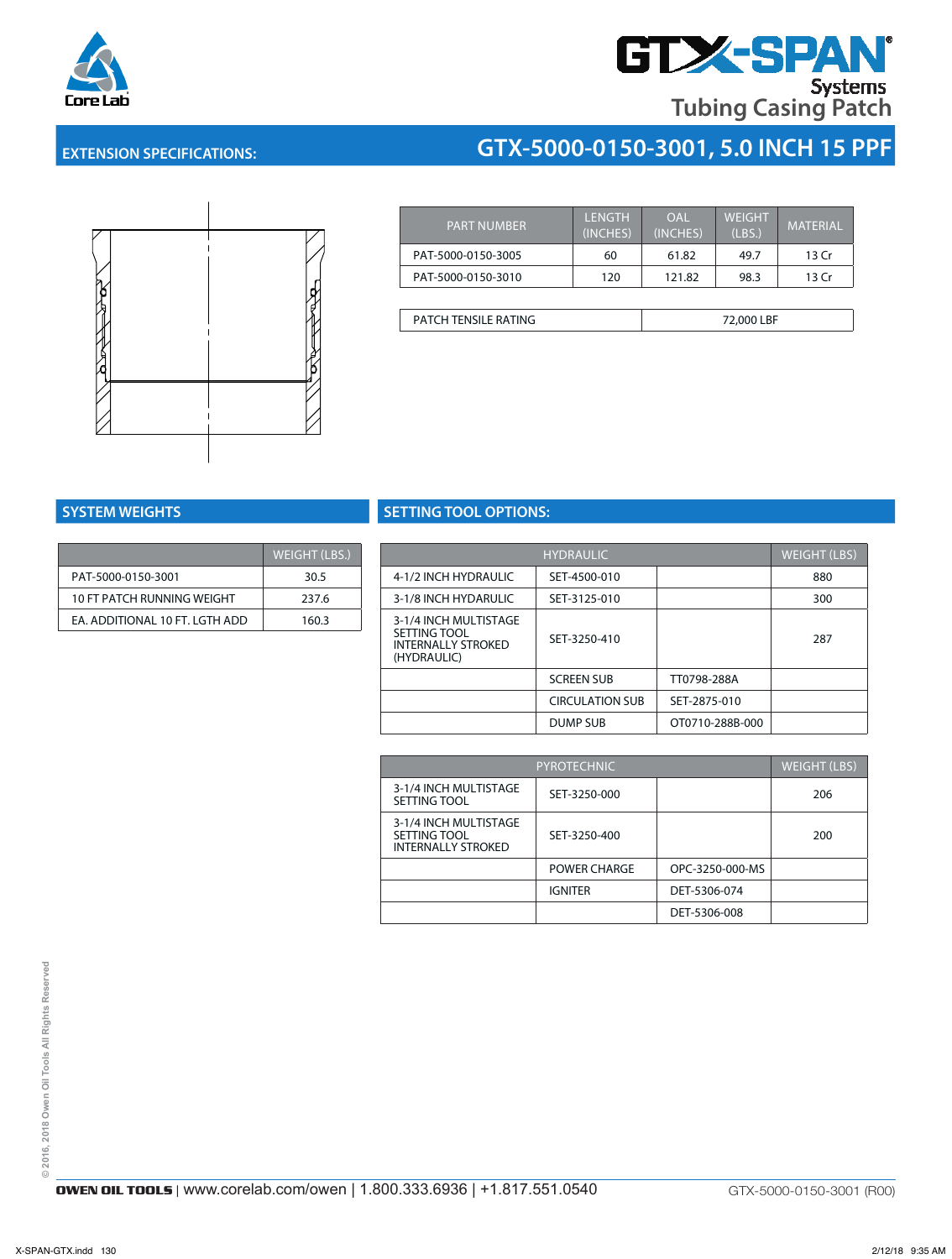Core Lab

# GTX-SPAN® Systems Tubing Casing Patch

## EXTENSION SPECIFICATIONS: GTX-5000-0150-3001, 5.0 INCH 15 PPF

| PART NUMBER | LENGTH (INCHES) | OAL (INCHES) | WEIGHT (LBS.) | MATERIAL |
|---|---|---|---|---|
| PAT-5000-0150-3005 | 60 | 61.82 | 49.7 | 13 Cr |
| PAT-5000-0150-3010 | 120 | 121.82 | 98.3 | 13 Cr |

| | |
|---|---|
| PATCH TENSILE RATING | 72,000 LBF |

## SYSTEM WEIGHTS

| | WEIGHT (LBS.) |
|---|---|
| PAT-5000-0150-3001 | 30.5 |
| 10 FT PATCH RUNNING WEIGHT | 237.6 |
| EA. ADDITIONAL 10 FT. LGTH ADD | 160.3 |

## SETTING TOOL OPTIONS:

| HYDRAULIC | | | WEIGHT (LBS) |
|---|---|---|---|
| 4-1/2 INCH HYDRAULIC | SET-4500-010 | | 880 |
| 3-1/8 INCH HYDARULIC | SET-3125-010 | | 300 |
| 3-1/4 INCH MULTISTAGE SETTING TOOL INTERNALLY STROKED (HYDRAULIC) | SET-3250-410 | | 287 |
| | SCREEN SUB | TT0798-288A | |
| | CIRCULATION SUB | SET-2875-010 | |
| | DUMP SUB | OT0710-288B-000 | |

| PYROTECHNIC | | | WEIGHT (LBS) |
|---|---|---|---|
| 3-1/4 INCH MULTISTAGE SETTING TOOL | SET-3250-000 | | 206 |
| 3-1/4 INCH MULTISTAGE SETTING TOOL INTERNALLY STROKED | SET-3250-400 | | 200 |
| | POWER CHARGE | OPC-3250-000-MS | |
| | IGNITER | DET-5306-074 | |
| | | DET-5306-008 | |

© 2016, 2018 Owen Oil Tools All Rights Reserved

OWEN OIL TOOLS | www.corelab.com/owen | 1.800.333.6936 | +1.817.551.0540

GTX-5000-0150-3001 (R00)